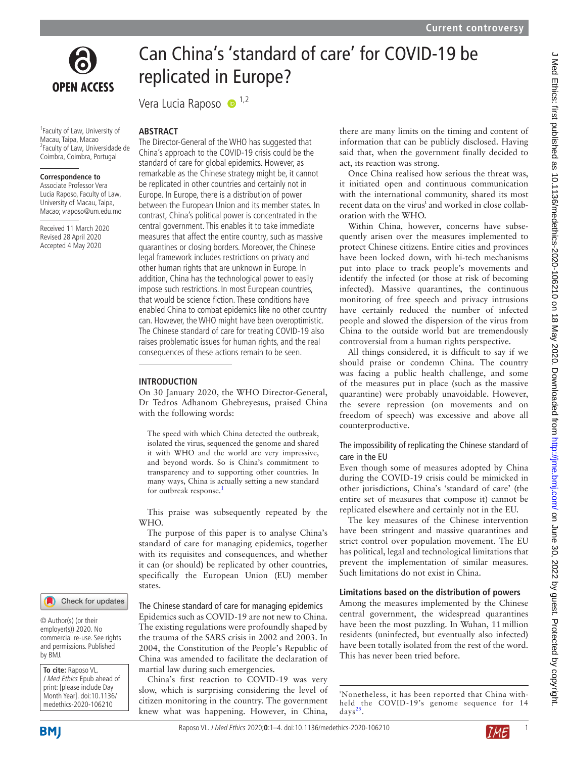# Can China's 'standard of care' for COVID-19 be replicated in Europe?

Vera Lucia Raposo [1,2]

[1]Faculty of Law, University of Macau, Taipa, Macao
[2]Faculty of Law, Universidade de Coimbra, Coimbra, Portugal

**Correspondence to**
Associate Professor Vera Lucia Raposo, Faculty of Law, University of Macau, Taipa, Macao; vraposo@um.edu.mo

Received 11 March 2020
Revised 28 April 2020
Accepted 4 May 2020

© Author(s) (or their employer(s)) 2020. No commercial re-use. See rights and permissions. Published by BMJ.

**To cite:** Raposo VL. *J Med Ethics* Epub ahead of print: [please include Day Month Year]. doi:10.1136/medethics-2020-106210

## ABSTRACT

The Director-General of the WHO has suggested that China's approach to the COVID-19 crisis could be the standard of care for global epidemics. However, as remarkable as the Chinese strategy might be, it cannot be replicated in other countries and certainly not in Europe. In Europe, there is a distribution of power between the European Union and its member states. In contrast, China's political power is concentrated in the central government. This enables it to take immediate measures that affect the entire country, such as massive quarantines or closing borders. Moreover, the Chinese legal framework includes restrictions on privacy and other human rights that are unknown in Europe. In addition, China has the technological power to easily impose such restrictions. In most European countries, that would be science fiction. These conditions have enabled China to combat epidemics like no other country can. However, the WHO might have been overoptimistic. The Chinese standard of care for treating COVID-19 also raises problematic issues for human rights, and the real consequences of these actions remain to be seen.

## INTRODUCTION

On 30 January 2020, the WHO Director-General, Dr Tedros Adhanom Ghebreyesus, praised China with the following words:

> The speed with which China detected the outbreak, isolated the virus, sequenced the genome and shared it with WHO and the world are very impressive, and beyond words. So is China's commitment to transparency and to supporting other countries. In many ways, China is actually setting a new standard for outbreak response.[1]

This praise was subsequently repeated by the WHO.

The purpose of this paper is to analyse China's standard of care for managing epidemics, together with its requisites and consequences, and whether it can (or should) be replicated by other countries, specifically the European Union (EU) member states.

### The Chinese standard of care for managing epidemics

Epidemics such as COVID-19 are not new to China. The existing regulations were profoundly shaped by the trauma of the SARS crisis in 2002 and 2003. In 2004, the Constitution of the People's Republic of China was amended to facilitate the declaration of martial law during such emergencies.

China's first reaction to COVID-19 was very slow, which is surprising considering the level of citizen monitoring in the country. The government knew what was happening. However, in China, there are many limits on the timing and content of information that can be publicly disclosed. Having said that, when the government finally decided to act, its reaction was strong.

Once China realised how serious the threat was, it initiated open and continuous communication with the international community, shared its most recent data on the virus[i] and worked in close collaboration with the WHO.

Within China, however, concerns have subsequently arisen over the measures implemented to protect Chinese citizens. Entire cities and provinces have been locked down, with hi-tech mechanisms put into place to track people's movements and identify the infected (or those at risk of becoming infected). Massive quarantines, the continuous monitoring of free speech and privacy intrusions have certainly reduced the number of infected people and slowed the dispersion of the virus from China to the outside world but are tremendously controversial from a human rights perspective.

All things considered, it is difficult to say if we should praise or condemn China. The country was facing a public health challenge, and some of the measures put in place (such as the massive quarantine) were probably unavoidable. However, the severe repression (on movements and on freedom of speech) was excessive and above all counterproductive.

### The impossibility of replicating the Chinese standard of care in the EU

Even though some of measures adopted by China during the COVID-19 crisis could be mimicked in other jurisdictions, China's 'standard of care' (the entire set of measures that compose it) cannot be replicated elsewhere and certainly not in the EU.

The key measures of the Chinese intervention have been stringent and massive quarantines and strict control over population movement. The EU has political, legal and technological limitations that prevent the implementation of similar measures. Such limitations do not exist in China.

#### Limitations based on the distribution of powers

Among the measures implemented by the Chinese central government, the widespread quarantines have been the most puzzling. In Wuhan, 11 million residents (uninfected, but eventually also infected) have been totally isolated from the rest of the word. This has never been tried before.

[i]Nonetheless, it has been reported that China withheld the COVID-19's genome sequence for 14 days[25].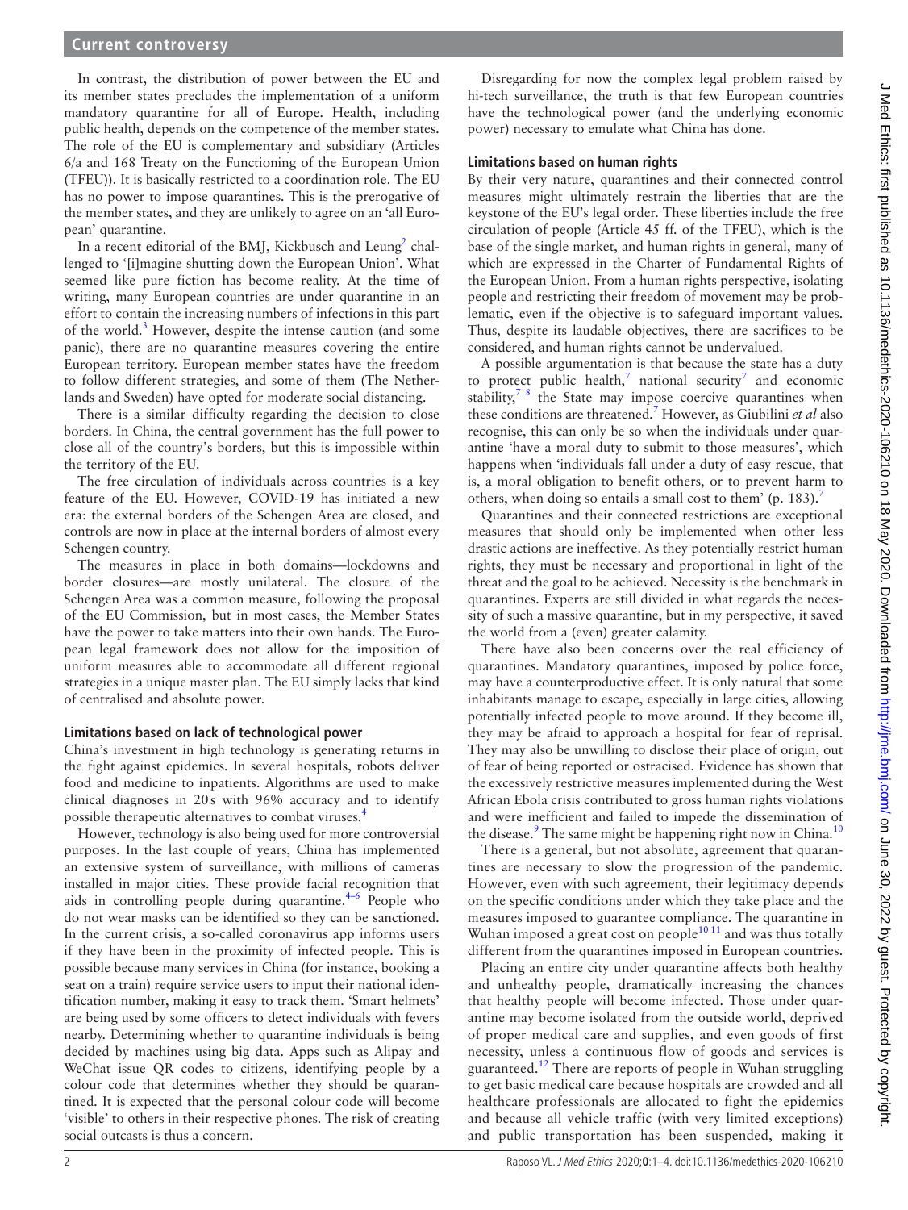In contrast, the distribution of power between the EU and its member states precludes the implementation of a uniform mandatory quarantine for all of Europe. Health, including public health, depends on the competence of the member states. The role of the EU is complementary and subsidiary (Articles 6/a and 168 Treaty on the Functioning of the European Union (TFEU)). It is basically restricted to a coordination role. The EU has no power to impose quarantines. This is the prerogative of the member states, and they are unlikely to agree on an 'all European' quarantine.

In a recent editorial of the BMJ, Kickbusch and Leung[2] challenged to '[i]magine shutting down the European Union'. What seemed like pure fiction has become reality. At the time of writing, many European countries are under quarantine in an effort to contain the increasing numbers of infections in this part of the world.[3] However, despite the intense caution (and some panic), there are no quarantine measures covering the entire European territory. European member states have the freedom to follow different strategies, and some of them (The Netherlands and Sweden) have opted for moderate social distancing.

There is a similar difficulty regarding the decision to close borders. In China, the central government has the full power to close all of the country's borders, but this is impossible within the territory of the EU.

The free circulation of individuals across countries is a key feature of the EU. However, COVID-19 has initiated a new era: the external borders of the Schengen Area are closed, and controls are now in place at the internal borders of almost every Schengen country.

The measures in place in both domains—lockdowns and border closures—are mostly unilateral. The closure of the Schengen Area was a common measure, following the proposal of the EU Commission, but in most cases, the Member States have the power to take matters into their own hands. The European legal framework does not allow for the imposition of uniform measures able to accommodate all different regional strategies in a unique master plan. The EU simply lacks that kind of centralised and absolute power.

### Limitations based on lack of technological power

China's investment in high technology is generating returns in the fight against epidemics. In several hospitals, robots deliver food and medicine to inpatients. Algorithms are used to make clinical diagnoses in 20 s with 96% accuracy and to identify possible therapeutic alternatives to combat viruses.[4]

However, technology is also being used for more controversial purposes. In the last couple of years, China has implemented an extensive system of surveillance, with millions of cameras installed in major cities. These provide facial recognition that aids in controlling people during quarantine.[4–6] People who do not wear masks can be identified so they can be sanctioned. In the current crisis, a so-called coronavirus app informs users if they have been in the proximity of infected people. This is possible because many services in China (for instance, booking a seat on a train) require service users to input their national identification number, making it easy to track them. 'Smart helmets' are being used by some officers to detect individuals with fevers nearby. Determining whether to quarantine individuals is being decided by machines using big data. Apps such as Alipay and WeChat issue QR codes to citizens, identifying people by a colour code that determines whether they should be quarantined. It is expected that the personal colour code will become 'visible' to others in their respective phones. The risk of creating social outcasts is thus a concern.

Disregarding for now the complex legal problem raised by hi-tech surveillance, the truth is that few European countries have the technological power (and the underlying economic power) necessary to emulate what China has done.

### Limitations based on human rights

By their very nature, quarantines and their connected control measures might ultimately restrain the liberties that are the keystone of the EU's legal order. These liberties include the free circulation of people (Article 45 ff. of the TFEU), which is the base of the single market, and human rights in general, many of which are expressed in the Charter of Fundamental Rights of the European Union. From a human rights perspective, isolating people and restricting their freedom of movement may be problematic, even if the objective is to safeguard important values. Thus, despite its laudable objectives, there are sacrifices to be considered, and human rights cannot be undervalued.

A possible argumentation is that because the state has a duty to protect public health,[7] national security[7] and economic stability,[7 8] the State may impose coercive quarantines when these conditions are threatened.[7] However, as Giubilini *et al* also recognise, this can only be so when the individuals under quarantine 'have a moral duty to submit to those measures', which happens when 'individuals fall under a duty of easy rescue, that is, a moral obligation to benefit others, or to prevent harm to others, when doing so entails a small cost to them' (p. 183).[7]

Quarantines and their connected restrictions are exceptional measures that should only be implemented when other less drastic actions are ineffective. As they potentially restrict human rights, they must be necessary and proportional in light of the threat and the goal to be achieved. Necessity is the benchmark in quarantines. Experts are still divided in what regards the necessity of such a massive quarantine, but in my perspective, it saved the world from a (even) greater calamity.

There have also been concerns over the real efficiency of quarantines. Mandatory quarantines, imposed by police force, may have a counterproductive effect. It is only natural that some inhabitants manage to escape, especially in large cities, allowing potentially infected people to move around. If they become ill, they may be afraid to approach a hospital for fear of reprisal. They may also be unwilling to disclose their place of origin, out of fear of being reported or ostracised. Evidence has shown that the excessively restrictive measures implemented during the West African Ebola crisis contributed to gross human rights violations and were inefficient and failed to impede the dissemination of the disease.[9] The same might be happening right now in China.[10]

There is a general, but not absolute, agreement that quarantines are necessary to slow the progression of the pandemic. However, even with such agreement, their legitimacy depends on the specific conditions under which they take place and the measures imposed to guarantee compliance. The quarantine in Wuhan imposed a great cost on people[10 11] and was thus totally different from the quarantines imposed in European countries.

Placing an entire city under quarantine affects both healthy and unhealthy people, dramatically increasing the chances that healthy people will become infected. Those under quarantine may become isolated from the outside world, deprived of proper medical care and supplies, and even goods of first necessity, unless a continuous flow of goods and services is guaranteed.[12] There are reports of people in Wuhan struggling to get basic medical care because hospitals are crowded and all healthcare professionals are allocated to fight the epidemics and because all vehicle traffic (with very limited exceptions) and public transportation has been suspended, making it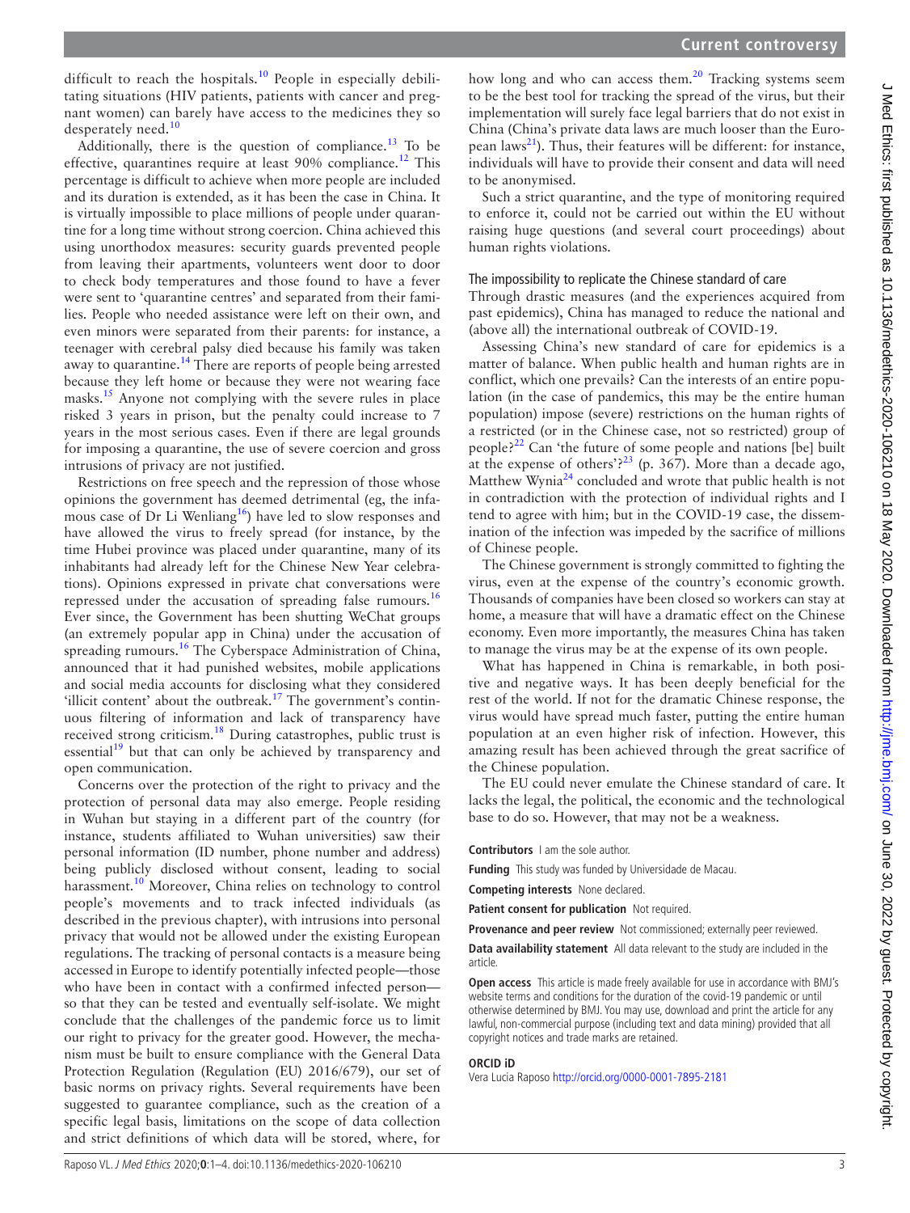difficult to reach the hospitals.[10] People in especially debilitating situations (HIV patients, patients with cancer and pregnant women) can barely have access to the medicines they so desperately need.[10]

Additionally, there is the question of compliance.[13] To be effective, quarantines require at least 90% compliance.[12] This percentage is difficult to achieve when more people are included and its duration is extended, as it has been the case in China. It is virtually impossible to place millions of people under quarantine for a long time without strong coercion. China achieved this using unorthodox measures: security guards prevented people from leaving their apartments, volunteers went door to door to check body temperatures and those found to have a fever were sent to 'quarantine centres' and separated from their families. People who needed assistance were left on their own, and even minors were separated from their parents: for instance, a teenager with cerebral palsy died because his family was taken away to quarantine.[14] There are reports of people being arrested because they left home or because they were not wearing face masks.[15] Anyone not complying with the severe rules in place risked 3 years in prison, but the penalty could increase to 7 years in the most serious cases. Even if there are legal grounds for imposing a quarantine, the use of severe coercion and gross intrusions of privacy are not justified.

Restrictions on free speech and the repression of those whose opinions the government has deemed detrimental (eg, the infamous case of Dr Li Wenliang[16]) have led to slow responses and have allowed the virus to freely spread (for instance, by the time Hubei province was placed under quarantine, many of its inhabitants had already left for the Chinese New Year celebrations). Opinions expressed in private chat conversations were repressed under the accusation of spreading false rumours.[16] Ever since, the Government has been shutting WeChat groups (an extremely popular app in China) under the accusation of spreading rumours.[16] The Cyberspace Administration of China, announced that it had punished websites, mobile applications and social media accounts for disclosing what they considered 'illicit content' about the outbreak.[17] The government's continuous filtering of information and lack of transparency have received strong criticism.[18] During catastrophes, public trust is essential[19] but that can only be achieved by transparency and open communication.

Concerns over the protection of the right to privacy and the protection of personal data may also emerge. People residing in Wuhan but staying in a different part of the country (for instance, students affiliated to Wuhan universities) saw their personal information (ID number, phone number and address) being publicly disclosed without consent, leading to social harassment.[10] Moreover, China relies on technology to control people's movements and to track infected individuals (as described in the previous chapter), with intrusions into personal privacy that would not be allowed under the existing European regulations. The tracking of personal contacts is a measure being accessed in Europe to identify potentially infected people—those who have been in contact with a confirmed infected person—so that they can be tested and eventually self-isolate. We might conclude that the challenges of the pandemic force us to limit our right to privacy for the greater good. However, the mechanism must be built to ensure compliance with the General Data Protection Regulation (Regulation (EU) 2016/679), our set of basic norms on privacy rights. Several requirements have been suggested to guarantee compliance, such as the creation of a specific legal basis, limitations on the scope of data collection and strict definitions of which data will be stored, where, for how long and who can access them.[20] Tracking systems seem to be the best tool for tracking the spread of the virus, but their implementation will surely face legal barriers that do not exist in China (China's private data laws are much looser than the European laws[21]). Thus, their features will be different: for instance, individuals will have to provide their consent and data will need to be anonymised.

Such a strict quarantine, and the type of monitoring required to enforce it, could not be carried out within the EU without raising huge questions (and several court proceedings) about human rights violations.

## The impossibility to replicate the Chinese standard of care

Through drastic measures (and the experiences acquired from past epidemics), China has managed to reduce the national and (above all) the international outbreak of COVID-19.

Assessing China's new standard of care for epidemics is a matter of balance. When public health and human rights are in conflict, which one prevails? Can the interests of an entire population (in the case of pandemics, this may be the entire human population) impose (severe) restrictions on the human rights of a restricted (or in the Chinese case, not so restricted) group of people?[22] Can 'the future of some people and nations [be] built at the expense of others'?[23] (p. 367). More than a decade ago, Matthew Wynia[24] concluded and wrote that public health is not in contradiction with the protection of individual rights and I tend to agree with him; but in the COVID-19 case, the dissemination of the infection was impeded by the sacrifice of millions of Chinese people.

The Chinese government is strongly committed to fighting the virus, even at the expense of the country's economic growth. Thousands of companies have been closed so workers can stay at home, a measure that will have a dramatic effect on the Chinese economy. Even more importantly, the measures China has taken to manage the virus may be at the expense of its own people.

What has happened in China is remarkable, in both positive and negative ways. It has been deeply beneficial for the rest of the world. If not for the dramatic Chinese response, the virus would have spread much faster, putting the entire human population at an even higher risk of infection. However, this amazing result has been achieved through the great sacrifice of the Chinese population.

The EU could never emulate the Chinese standard of care. It lacks the legal, the political, the economic and the technological base to do so. However, that may not be a weakness.

**Contributors** I am the sole author.

**Funding** This study was funded by Universidade de Macau.

**Competing interests** None declared.

**Patient consent for publication** Not required.

**Provenance and peer review** Not commissioned; externally peer reviewed.

**Data availability statement** All data relevant to the study are included in the article.

**Open access** This article is made freely available for use in accordance with BMJ's website terms and conditions for the duration of the covid-19 pandemic or until otherwise determined by BMJ. You may use, download and print the article for any lawful, non-commercial purpose (including text and data mining) provided that all copyright notices and trade marks are retained.

**ORCID iD**

Vera Lucia Raposo http://orcid.org/0000-0001-7895-2181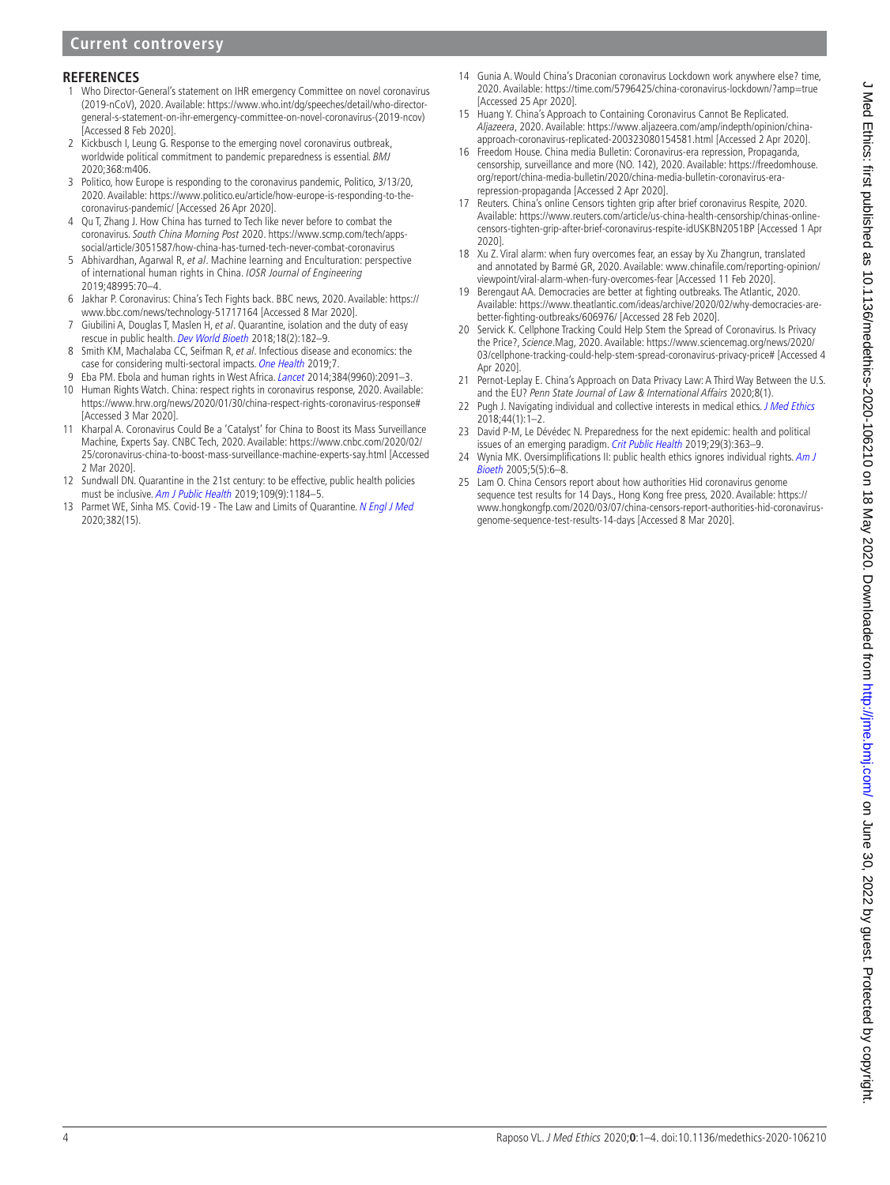## REFERENCES

1. Who Director-General's statement on IHR emergency Committee on novel coronavirus (2019-nCoV), 2020. Available: https://www.who.int/dg/speeches/detail/who-director-general-s-statement-on-ihr-emergency-committee-on-novel-coronavirus-(2019-ncov) [Accessed 8 Feb 2020].
2. Kickbusch I, Leung G. Response to the emerging novel coronavirus outbreak, worldwide political commitment to pandemic preparedness is essential. *BMJ* 2020;368:m406.
3. Politico, how Europe is responding to the coronavirus pandemic, Politico, 3/13/20, 2020. Available: https://www.politico.eu/article/how-europe-is-responding-to-the-coronavirus-pandemic/ [Accessed 26 Apr 2020].
4. Qu T, Zhang J. How China has turned to Tech like never before to combat the coronavirus. *South China Morning Post* 2020. https://www.scmp.com/tech/apps-social/article/3051587/how-china-has-turned-tech-never-combat-coronavirus
5. Abhivardhan, Agarwal R, *et al*. Machine learning and Enculturation: perspective of international human rights in China. *IOSR Journal of Engineering* 2019;48995:70–4.
6. Jakhar P. Coronavirus: China's Tech Fights back. BBC news, 2020. Available: https://www.bbc.com/news/technology-51717164 [Accessed 8 Mar 2020].
7. Giubilini A, Douglas T, Maslen H, *et al*. Quarantine, isolation and the duty of easy rescue in public health. *Dev World Bioeth* 2018;18(2):182–9.
8. Smith KM, Machalaba CC, Seifman R, *et al*. Infectious disease and economics: the case for considering multi-sectoral impacts. *One Health* 2019;7.
9. Eba PM. Ebola and human rights in West Africa. *Lancet* 2014;384(9960):2091–3.
10. Human Rights Watch. China: respect rights in coronavirus response, 2020. Available: https://www.hrw.org/news/2020/01/30/china-respect-rights-coronavirus-response# [Accessed 3 Mar 2020].
11. Kharpal A. Coronavirus Could Be a 'Catalyst' for China to Boost its Mass Surveillance Machine, Experts Say. CNBC Tech, 2020. Available: https://www.cnbc.com/2020/02/25/coronavirus-china-to-boost-mass-surveillance-machine-experts-say.html [Accessed 2 Mar 2020].
12. Sundwall DN. Quarantine in the 21st century: to be effective, public health policies must be inclusive. *Am J Public Health* 2019;109(9):1184–5.
13. Parmet WE, Sinha MS. Covid-19 - The Law and Limits of Quarantine. *N Engl J Med* 2020;382(15).
14. Gunia A. Would China's Draconian coronavirus Lockdown work anywhere else? time, 2020. Available: https://time.com/5796425/china-coronavirus-lockdown/?amp=true [Accessed 25 Apr 2020].
15. Huang Y. China's Approach to Containing Coronavirus Cannot Be Replicated. *Aljazeera*, 2020. Available: https://www.aljazeera.com/amp/indepth/opinion/china-approach-coronavirus-replicated-200323080154581.html [Accessed 2 Apr 2020].
16. Freedom House. China media Bulletin: Coronavirus-era repression, Propaganda, censorship, surveillance and more (NO. 142), 2020. Available: https://freedomhouse.org/report/china-media-bulletin/2020/china-media-bulletin-coronavirus-era-repression-propaganda [Accessed 2 Apr 2020].
17. Reuters. China's online Censors tighten grip after brief coronavirus Respite, 2020. Available: https://www.reuters.com/article/us-china-health-censorship/chinas-online-censors-tighten-grip-after-brief-coronavirus-respite-idUSKBN2051BP [Accessed 1 Apr 2020].
18. Xu Z. Viral alarm: when fury overcomes fear, an essay by Xu Zhangrun, translated and annotated by Barmé GR, 2020. Available: www.chinafile.com/reporting-opinion/viewpoint/viral-alarm-when-fury-overcomes-fear [Accessed 11 Feb 2020].
19. Berengaut AA. Democracies are better at fighting outbreaks. The Atlantic, 2020. Available: https://www.theatlantic.com/ideas/archive/2020/02/why-democracies-are-better-fighting-outbreaks/606976/ [Accessed 28 Feb 2020].
20. Servick K. Cellphone Tracking Could Help Stem the Spread of Coronavirus. Is Privacy the Price?, *Science*.Mag, 2020. Available: https://www.sciencemag.org/news/2020/03/cellphone-tracking-could-help-stem-spread-coronavirus-privacy-price# [Accessed 4 Apr 2020].
21. Pernot-Leplay E. China's Approach on Data Privacy Law: A Third Way Between the U.S. and the EU? *Penn State Journal of Law & International Affairs* 2020;8(1).
22. Pugh J. Navigating individual and collective interests in medical ethics. *J Med Ethics* 2018;44(1):1–2.
23. David P-M, Le Dévédec N. Preparedness for the next epidemic: health and political issues of an emerging paradigm. *Crit Public Health* 2019;29(3):363–9.
24. Wynia MK. Oversimplifications II: public health ethics ignores individual rights. *Am J Bioeth* 2005;5(5):6–8.
25. Lam O. China Censors report about how authorities Hid coronavirus genome sequence test results for 14 Days., Hong Kong free press, 2020. Available: https://www.hongkongfp.com/2020/03/07/china-censors-report-authorities-hid-coronavirus-genome-sequence-test-results-14-days [Accessed 8 Mar 2020].